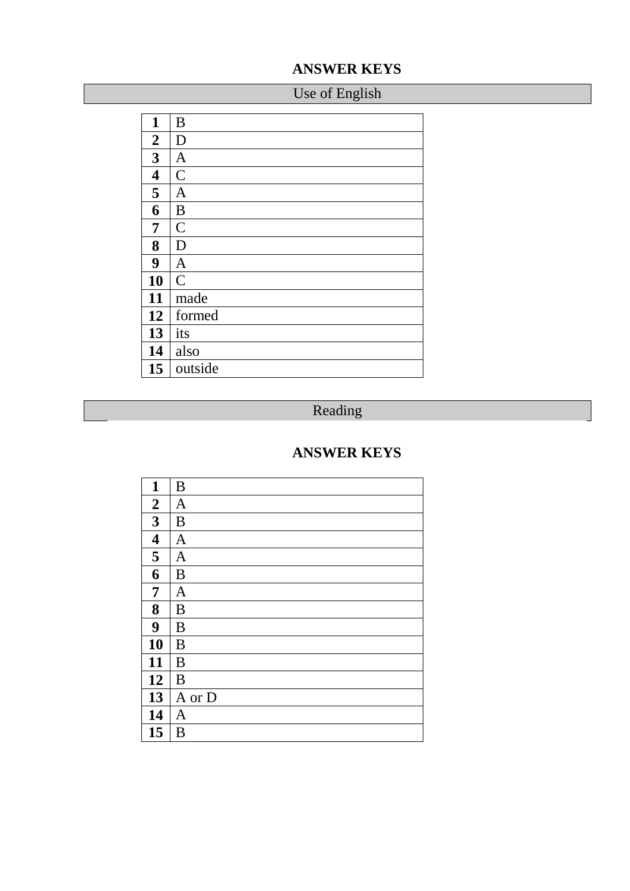# ANSWER KEYS

## Use of English

| | |
|---|---|
| **1** | B |
| **2** | D |
| **3** | A |
| **4** | C |
| **5** | A |
| **6** | B |
| **7** | C |
| **8** | D |
| **9** | A |
| **10** | C |
| **11** | made |
| **12** | formed |
| **13** | its |
| **14** | also |
| **15** | outside |

## Reading

# ANSWER KEYS

| | |
|---|---|
| **1** | B |
| **2** | A |
| **3** | B |
| **4** | A |
| **5** | A |
| **6** | B |
| **7** | A |
| **8** | B |
| **9** | B |
| **10** | B |
| **11** | B |
| **12** | B |
| **13** | A or D |
| **14** | A |
| **15** | B |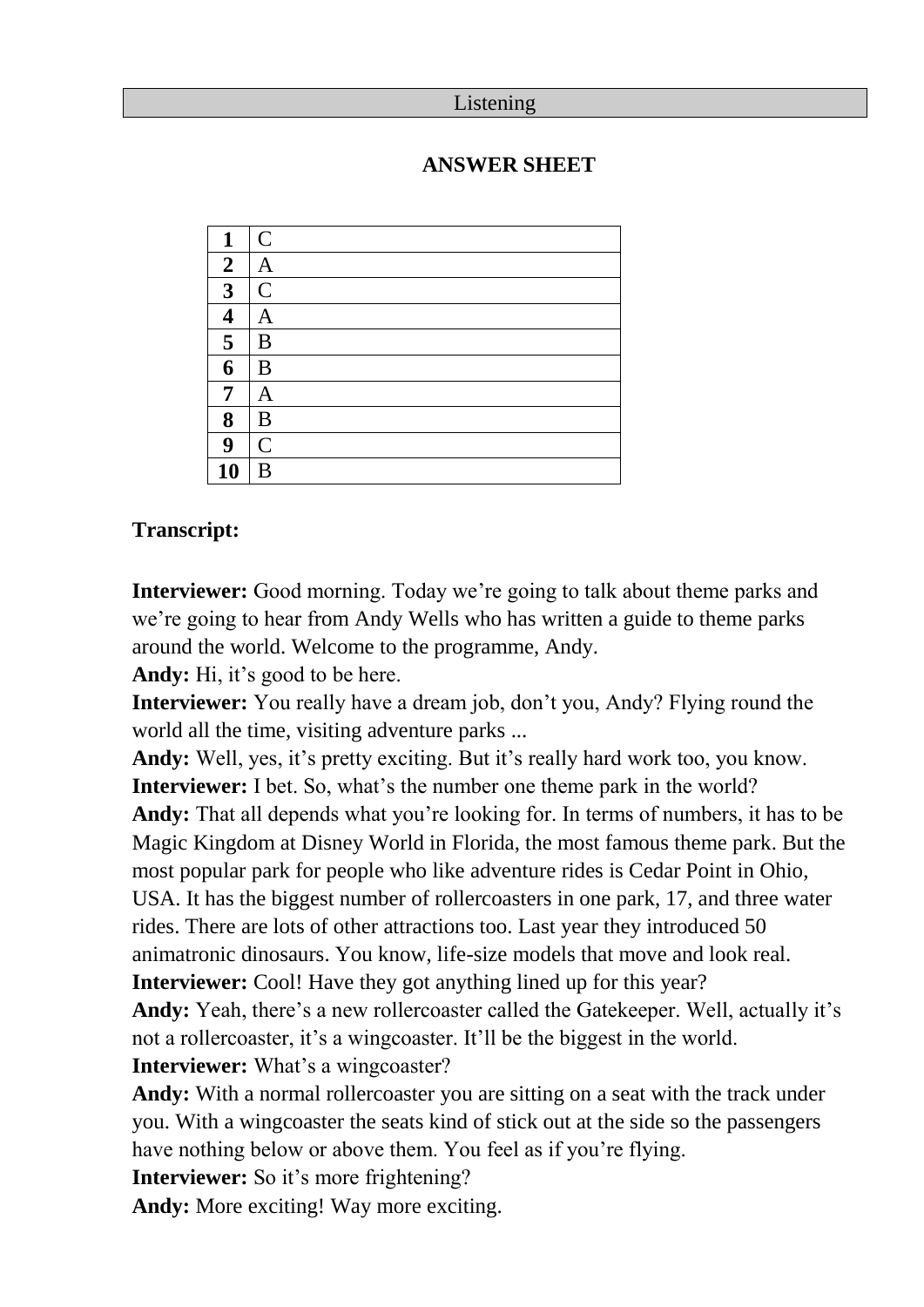Listening

## ANSWER SHEET

| | |
|---|---|
| **1** | C |
| **2** | A |
| **3** | C |
| **4** | A |
| **5** | B |
| **6** | B |
| **7** | A |
| **8** | B |
| **9** | C |
| **10** | B |

**Transcript:**

**Interviewer:** Good morning. Today we're going to talk about theme parks and we're going to hear from Andy Wells who has written a guide to theme parks around the world. Welcome to the programme, Andy.

**Andy:** Hi, it's good to be here.

**Interviewer:** You really have a dream job, don't you, Andy? Flying round the world all the time, visiting adventure parks ...

**Andy:** Well, yes, it's pretty exciting. But it's really hard work too, you know.

**Interviewer:** I bet. So, what's the number one theme park in the world?

**Andy:** That all depends what you're looking for. In terms of numbers, it has to be Magic Kingdom at Disney World in Florida, the most famous theme park. But the most popular park for people who like adventure rides is Cedar Point in Ohio, USA. It has the biggest number of rollercoasters in one park, 17, and three water rides. There are lots of other attractions too. Last year they introduced 50 animatronic dinosaurs. You know, life-size models that move and look real.

**Interviewer:** Cool! Have they got anything lined up for this year?

**Andy:** Yeah, there's a new rollercoaster called the Gatekeeper. Well, actually it's not a rollercoaster, it's a wingcoaster. It'll be the biggest in the world.

**Interviewer:** What's a wingcoaster?

**Andy:** With a normal rollercoaster you are sitting on a seat with the track under you. With a wingcoaster the seats kind of stick out at the side so the passengers have nothing below or above them. You feel as if you're flying.

**Interviewer:** So it's more frightening?

**Andy:** More exciting! Way more exciting.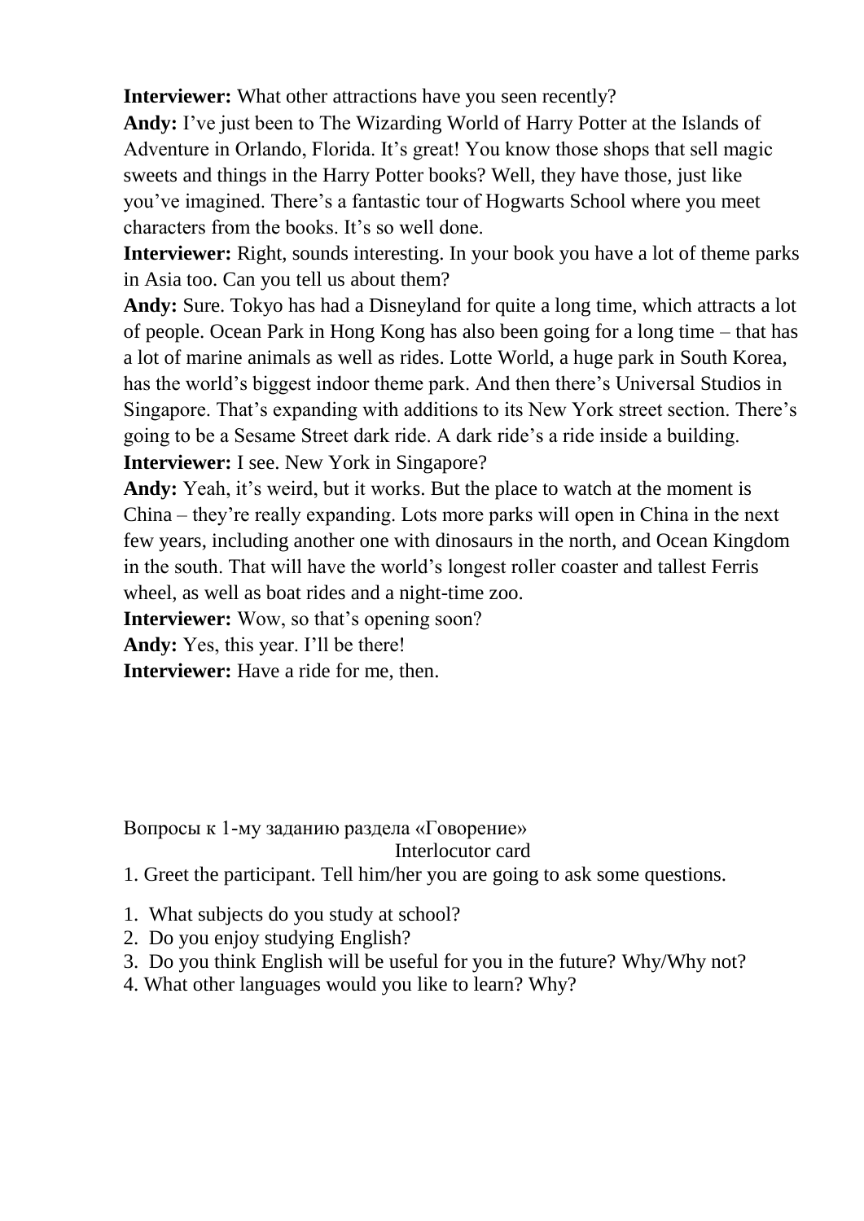**Interviewer:** What other attractions have you seen recently?

**Andy:** I've just been to The Wizarding World of Harry Potter at the Islands of Adventure in Orlando, Florida. It's great! You know those shops that sell magic sweets and things in the Harry Potter books? Well, they have those, just like you've imagined. There's a fantastic tour of Hogwarts School where you meet characters from the books. It's so well done.

**Interviewer:** Right, sounds interesting. In your book you have a lot of theme parks in Asia too. Can you tell us about them?

**Andy:** Sure. Tokyo has had a Disneyland for quite a long time, which attracts a lot of people. Ocean Park in Hong Kong has also been going for a long time – that has a lot of marine animals as well as rides. Lotte World, a huge park in South Korea, has the world's biggest indoor theme park. And then there's Universal Studios in Singapore. That's expanding with additions to its New York street section. There's going to be a Sesame Street dark ride. A dark ride's a ride inside a building.

**Interviewer:** I see. New York in Singapore?

**Andy:** Yeah, it's weird, but it works. But the place to watch at the moment is China – they're really expanding. Lots more parks will open in China in the next few years, including another one with dinosaurs in the north, and Ocean Kingdom in the south. That will have the world's longest roller coaster and tallest Ferris wheel, as well as boat rides and a night-time zoo.

**Interviewer:** Wow, so that's opening soon?

**Andy:** Yes, this year. I'll be there!

**Interviewer:** Have a ride for me, then.

Вопросы к 1-му заданию раздела «Говорение»

Interlocutor card

1. Greet the participant. Tell him/her you are going to ask some questions.

1. What subjects do you study at school?
2. Do you enjoy studying English?
3. Do you think English will be useful for you in the future? Why/Why not?
4. What other languages would you like to learn? Why?